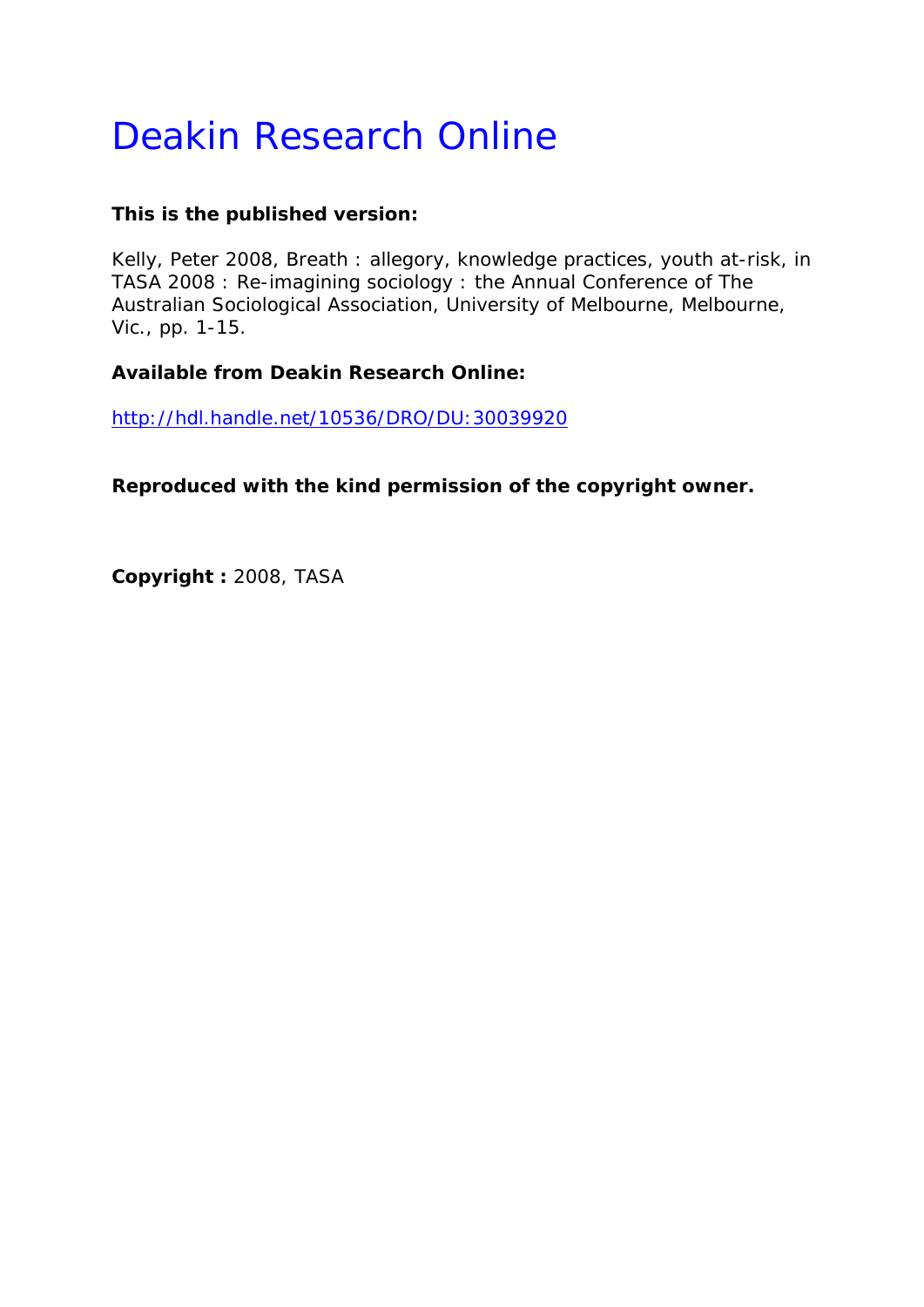# Deakin Research Online

**This is the published version:**

Kelly, Peter 2008, Breath : allegory, knowledge practices, youth at-risk, in TASA 2008 : Re-imagining sociology : the Annual Conference of The Australian Sociological Association, University of Melbourne, Melbourne, Vic., pp. 1-15.

**Available from Deakin Research Online:**

http://hdl.handle.net/10536/DRO/DU:30039920

**Reproduced with the kind permission of the copyright owner.**

**Copyright :** 2008, TASA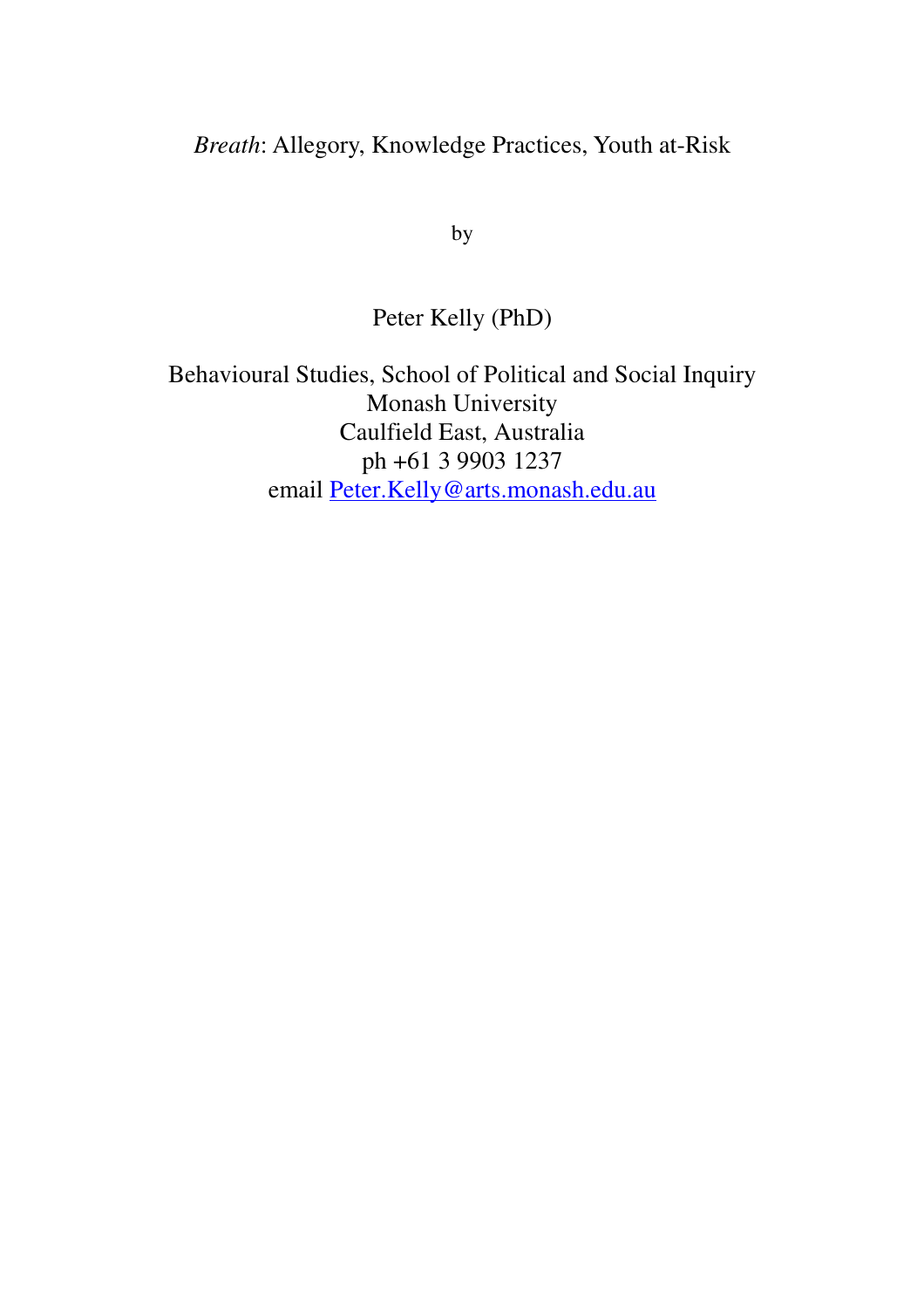*Breath*: Allegory, Knowledge Practices, Youth at-Risk

by

Peter Kelly (PhD)

Behavioural Studies, School of Political and Social Inquiry
Monash University
Caulfield East, Australia
ph +61 3 9903 1237
email Peter.Kelly@arts.monash.edu.au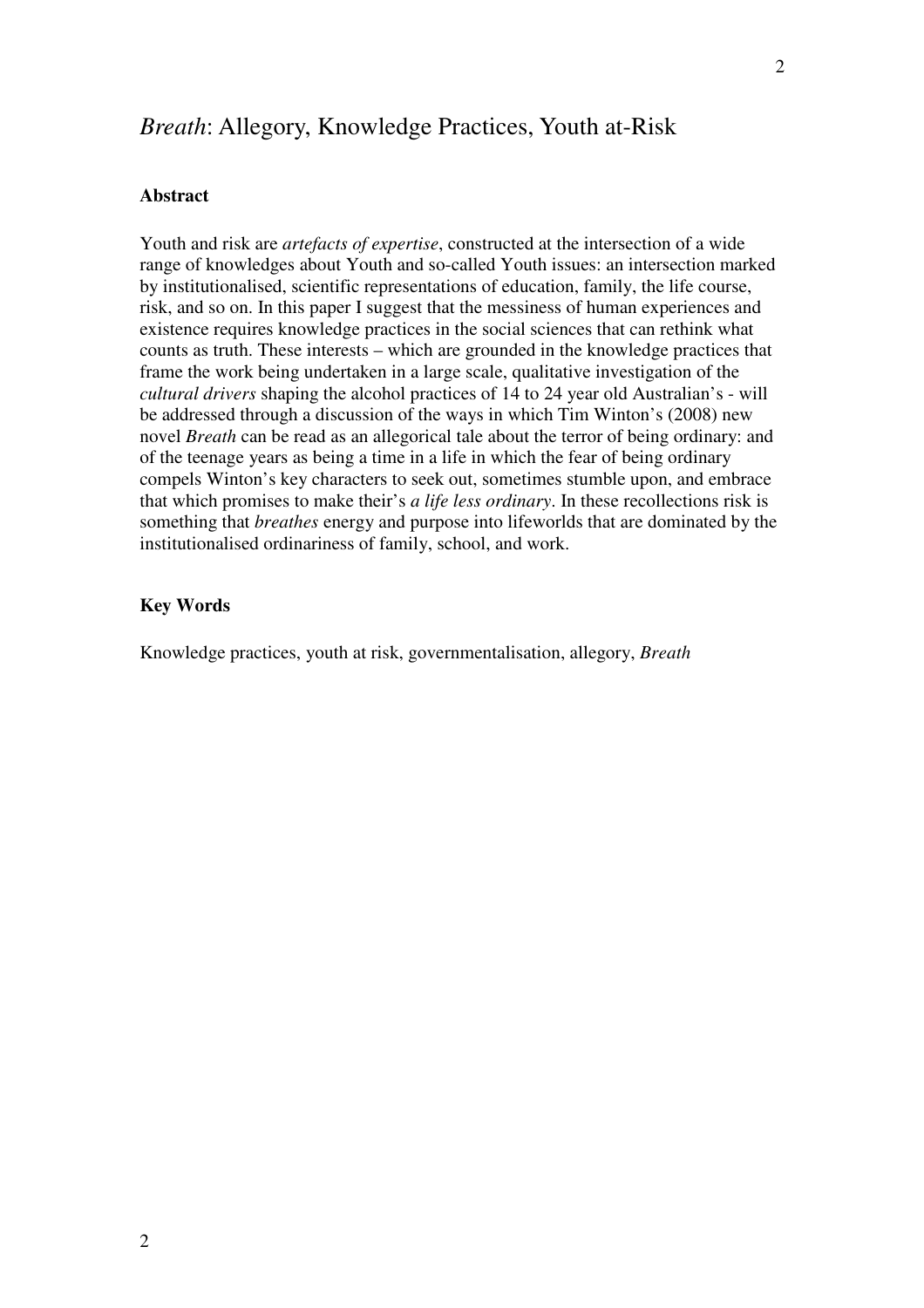# *Breath*: Allegory, Knowledge Practices, Youth at-Risk

**Abstract**

Youth and risk are *artefacts of expertise*, constructed at the intersection of a wide range of knowledges about Youth and so-called Youth issues: an intersection marked by institutionalised, scientific representations of education, family, the life course, risk, and so on. In this paper I suggest that the messiness of human experiences and existence requires knowledge practices in the social sciences that can rethink what counts as truth. These interests – which are grounded in the knowledge practices that frame the work being undertaken in a large scale, qualitative investigation of the *cultural drivers* shaping the alcohol practices of 14 to 24 year old Australian's - will be addressed through a discussion of the ways in which Tim Winton's (2008) new novel *Breath* can be read as an allegorical tale about the terror of being ordinary: and of the teenage years as being a time in a life in which the fear of being ordinary compels Winton's key characters to seek out, sometimes stumble upon, and embrace that which promises to make their's *a life less ordinary*. In these recollections risk is something that *breathes* energy and purpose into lifeworlds that are dominated by the institutionalised ordinariness of family, school, and work.

**Key Words**

Knowledge practices, youth at risk, governmentalisation, allegory, *Breath*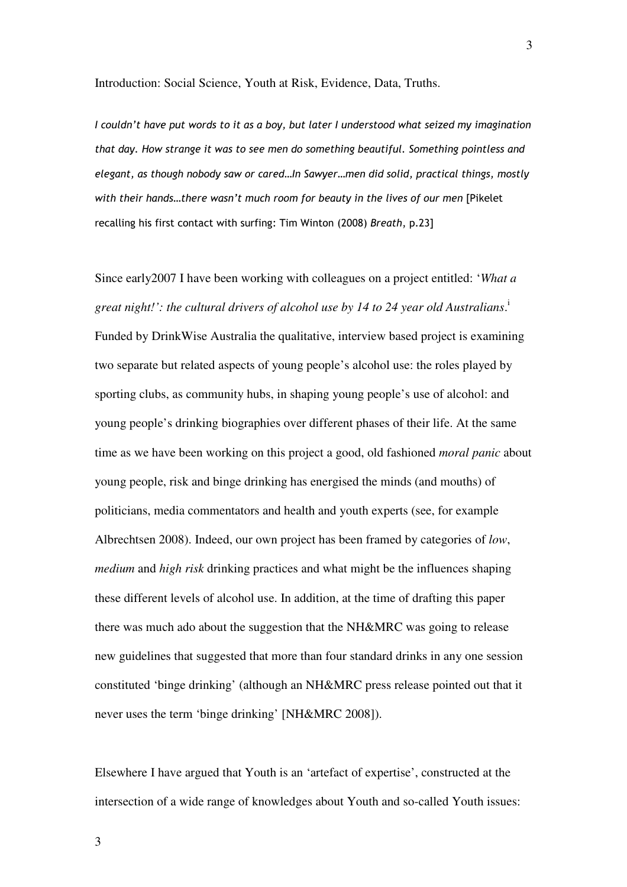Introduction: Social Science, Youth at Risk, Evidence, Data, Truths.

*I couldn't have put words to it as a boy, but later I understood what seized my imagination that day. How strange it was to see men do something beautiful. Something pointless and elegant, as though nobody saw or cared…In Sawyer…men did solid, practical things, mostly with their hands…there wasn't much room for beauty in the lives of our men* [Pikelet recalling his first contact with surfing: Tim Winton (2008) *Breath*, p.23]

Since early2007 I have been working with colleagues on a project entitled: '*What a great night!': the cultural drivers of alcohol use by 14 to 24 year old Australians*.[i] Funded by DrinkWise Australia the qualitative, interview based project is examining two separate but related aspects of young people's alcohol use: the roles played by sporting clubs, as community hubs, in shaping young people's use of alcohol: and young people's drinking biographies over different phases of their life. At the same time as we have been working on this project a good, old fashioned *moral panic* about young people, risk and binge drinking has energised the minds (and mouths) of politicians, media commentators and health and youth experts (see, for example Albrechtsen 2008). Indeed, our own project has been framed by categories of *low*, *medium* and *high risk* drinking practices and what might be the influences shaping these different levels of alcohol use. In addition, at the time of drafting this paper there was much ado about the suggestion that the NH&MRC was going to release new guidelines that suggested that more than four standard drinks in any one session constituted 'binge drinking' (although an NH&MRC press release pointed out that it never uses the term 'binge drinking' [NH&MRC 2008]).

Elsewhere I have argued that Youth is an 'artefact of expertise', constructed at the intersection of a wide range of knowledges about Youth and so-called Youth issues: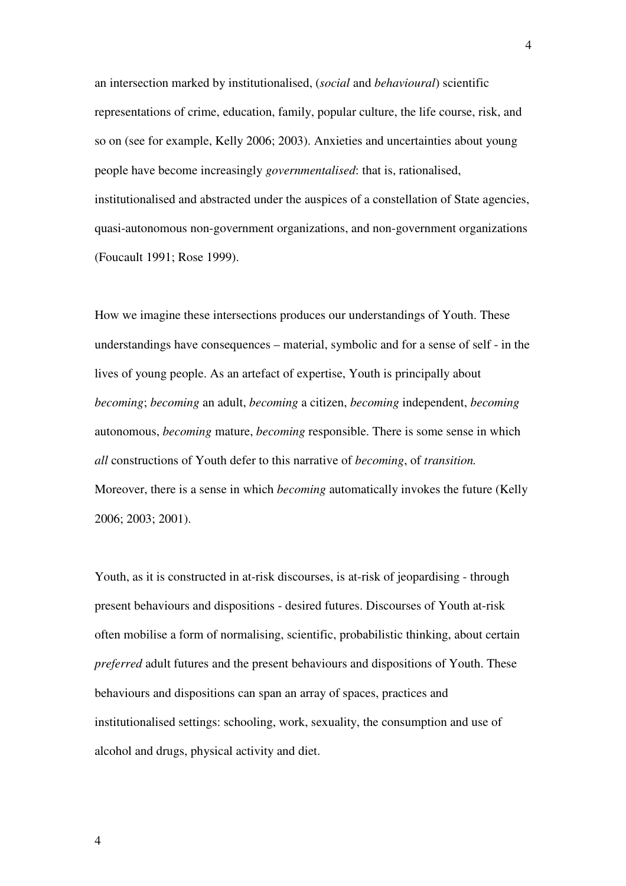an intersection marked by institutionalised, (*social* and *behavioural*) scientific representations of crime, education, family, popular culture, the life course, risk, and so on (see for example, Kelly 2006; 2003). Anxieties and uncertainties about young people have become increasingly *governmentalised*: that is, rationalised, institutionalised and abstracted under the auspices of a constellation of State agencies, quasi-autonomous non-government organizations, and non-government organizations (Foucault 1991; Rose 1999).

How we imagine these intersections produces our understandings of Youth. These understandings have consequences – material, symbolic and for a sense of self - in the lives of young people. As an artefact of expertise, Youth is principally about *becoming*; *becoming* an adult, *becoming* a citizen, *becoming* independent, *becoming* autonomous, *becoming* mature, *becoming* responsible. There is some sense in which *all* constructions of Youth defer to this narrative of *becoming*, of *transition.* Moreover, there is a sense in which *becoming* automatically invokes the future (Kelly 2006; 2003; 2001).

Youth, as it is constructed in at-risk discourses, is at-risk of jeopardising - through present behaviours and dispositions - desired futures. Discourses of Youth at-risk often mobilise a form of normalising, scientific, probabilistic thinking, about certain *preferred* adult futures and the present behaviours and dispositions of Youth. These behaviours and dispositions can span an array of spaces, practices and institutionalised settings: schooling, work, sexuality, the consumption and use of alcohol and drugs, physical activity and diet.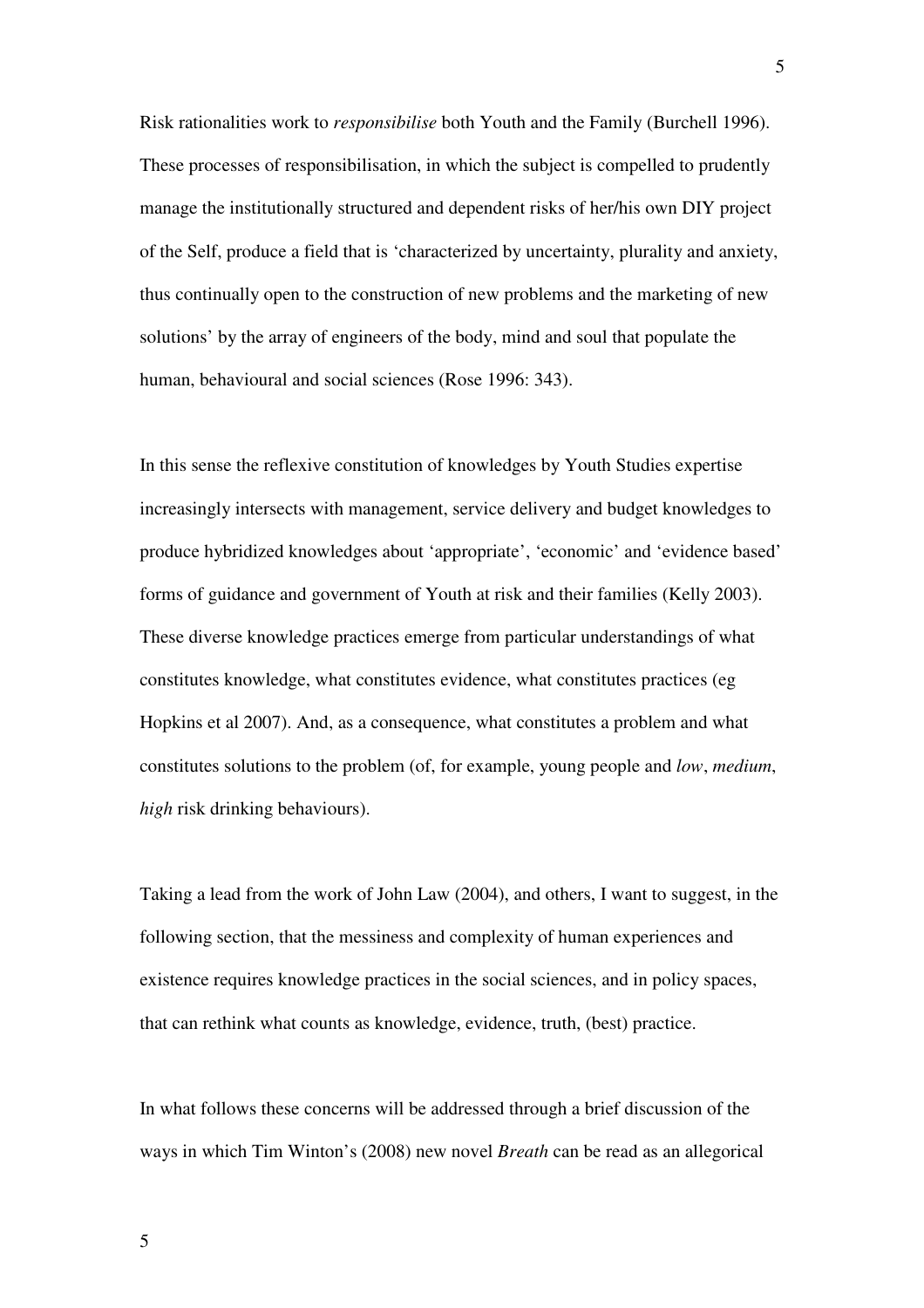Risk rationalities work to *responsibilise* both Youth and the Family (Burchell 1996). These processes of responsibilisation, in which the subject is compelled to prudently manage the institutionally structured and dependent risks of her/his own DIY project of the Self, produce a field that is 'characterized by uncertainty, plurality and anxiety, thus continually open to the construction of new problems and the marketing of new solutions' by the array of engineers of the body, mind and soul that populate the human, behavioural and social sciences (Rose 1996: 343).

In this sense the reflexive constitution of knowledges by Youth Studies expertise increasingly intersects with management, service delivery and budget knowledges to produce hybridized knowledges about 'appropriate', 'economic' and 'evidence based' forms of guidance and government of Youth at risk and their families (Kelly 2003). These diverse knowledge practices emerge from particular understandings of what constitutes knowledge, what constitutes evidence, what constitutes practices (eg Hopkins et al 2007). And, as a consequence, what constitutes a problem and what constitutes solutions to the problem (of, for example, young people and *low*, *medium*, *high* risk drinking behaviours).

Taking a lead from the work of John Law (2004), and others, I want to suggest, in the following section, that the messiness and complexity of human experiences and existence requires knowledge practices in the social sciences, and in policy spaces, that can rethink what counts as knowledge, evidence, truth, (best) practice.

In what follows these concerns will be addressed through a brief discussion of the ways in which Tim Winton's (2008) new novel *Breath* can be read as an allegorical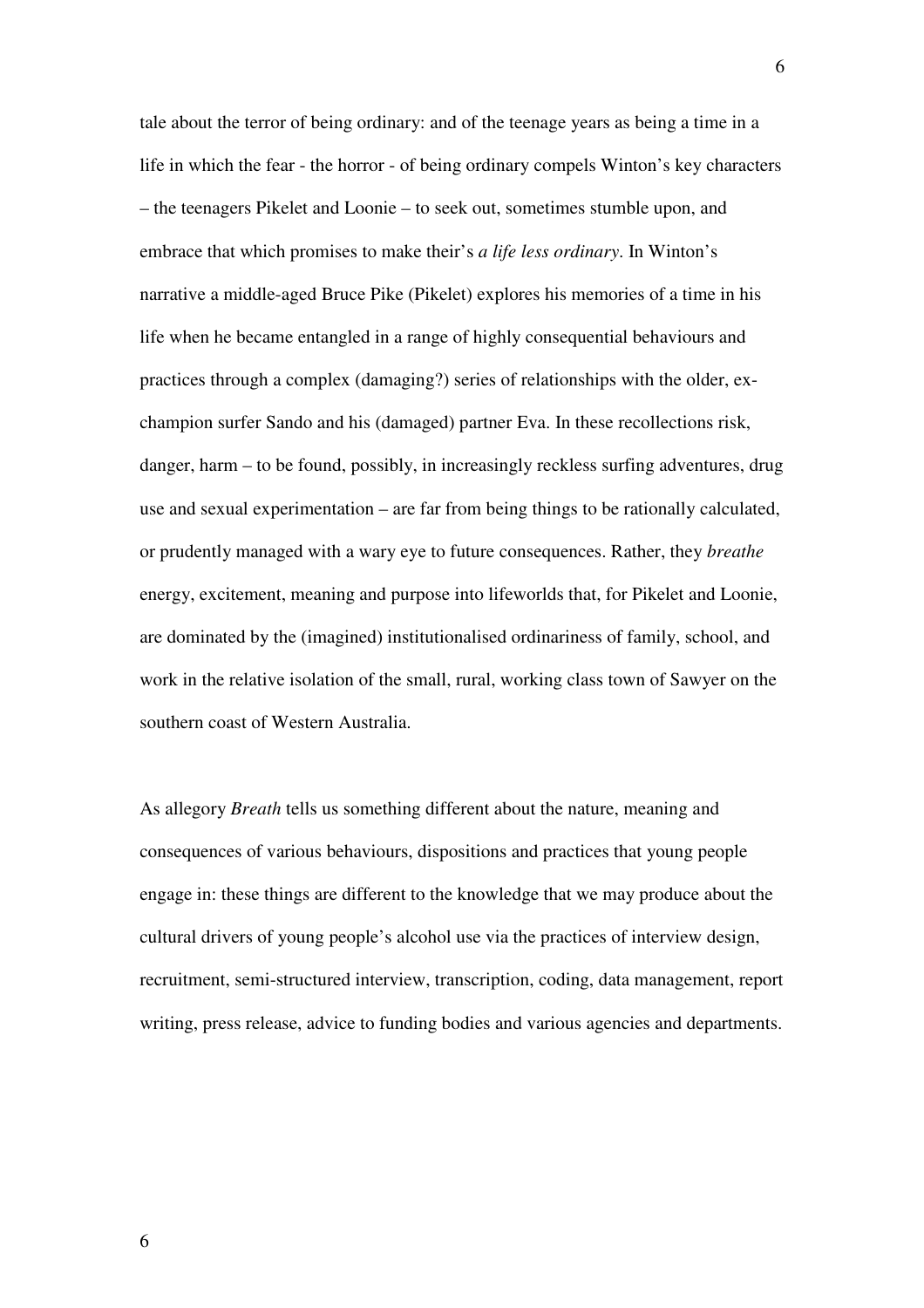tale about the terror of being ordinary: and of the teenage years as being a time in a life in which the fear - the horror - of being ordinary compels Winton's key characters – the teenagers Pikelet and Loonie – to seek out, sometimes stumble upon, and embrace that which promises to make their's *a life less ordinary*. In Winton's narrative a middle-aged Bruce Pike (Pikelet) explores his memories of a time in his life when he became entangled in a range of highly consequential behaviours and practices through a complex (damaging?) series of relationships with the older, ex-champion surfer Sando and his (damaged) partner Eva. In these recollections risk, danger, harm – to be found, possibly, in increasingly reckless surfing adventures, drug use and sexual experimentation – are far from being things to be rationally calculated, or prudently managed with a wary eye to future consequences. Rather, they *breathe* energy, excitement, meaning and purpose into lifeworlds that, for Pikelet and Loonie, are dominated by the (imagined) institutionalised ordinariness of family, school, and work in the relative isolation of the small, rural, working class town of Sawyer on the southern coast of Western Australia.

As allegory *Breath* tells us something different about the nature, meaning and consequences of various behaviours, dispositions and practices that young people engage in: these things are different to the knowledge that we may produce about the cultural drivers of young people's alcohol use via the practices of interview design, recruitment, semi-structured interview, transcription, coding, data management, report writing, press release, advice to funding bodies and various agencies and departments.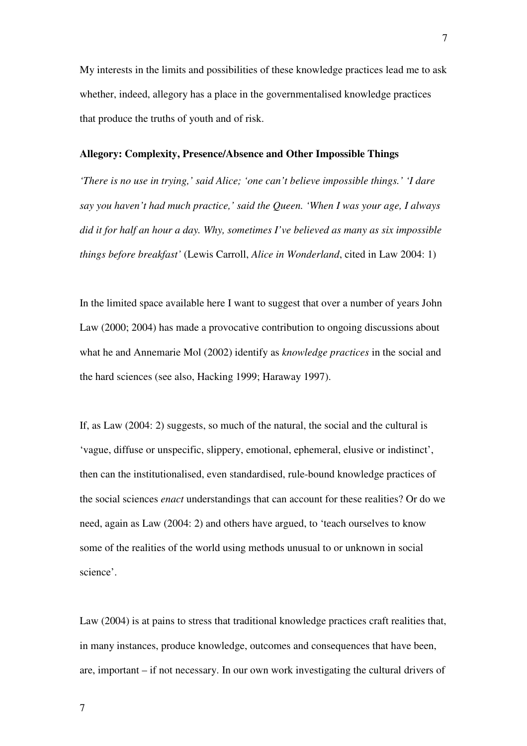My interests in the limits and possibilities of these knowledge practices lead me to ask whether, indeed, allegory has a place in the governmentalised knowledge practices that produce the truths of youth and of risk.

**Allegory: Complexity, Presence/Absence and Other Impossible Things**

*'There is no use in trying,' said Alice; 'one can't believe impossible things.' 'I dare say you haven't had much practice,' said the Queen. 'When I was your age, I always did it for half an hour a day. Why, sometimes I've believed as many as six impossible things before breakfast'* (Lewis Carroll, *Alice in Wonderland*, cited in Law 2004: 1)

In the limited space available here I want to suggest that over a number of years John Law (2000; 2004) has made a provocative contribution to ongoing discussions about what he and Annemarie Mol (2002) identify as *knowledge practices* in the social and the hard sciences (see also, Hacking 1999; Haraway 1997).

If, as Law (2004: 2) suggests, so much of the natural, the social and the cultural is 'vague, diffuse or unspecific, slippery, emotional, ephemeral, elusive or indistinct', then can the institutionalised, even standardised, rule-bound knowledge practices of the social sciences *enact* understandings that can account for these realities? Or do we need, again as Law (2004: 2) and others have argued, to 'teach ourselves to know some of the realities of the world using methods unusual to or unknown in social science'.

Law (2004) is at pains to stress that traditional knowledge practices craft realities that, in many instances, produce knowledge, outcomes and consequences that have been, are, important – if not necessary. In our own work investigating the cultural drivers of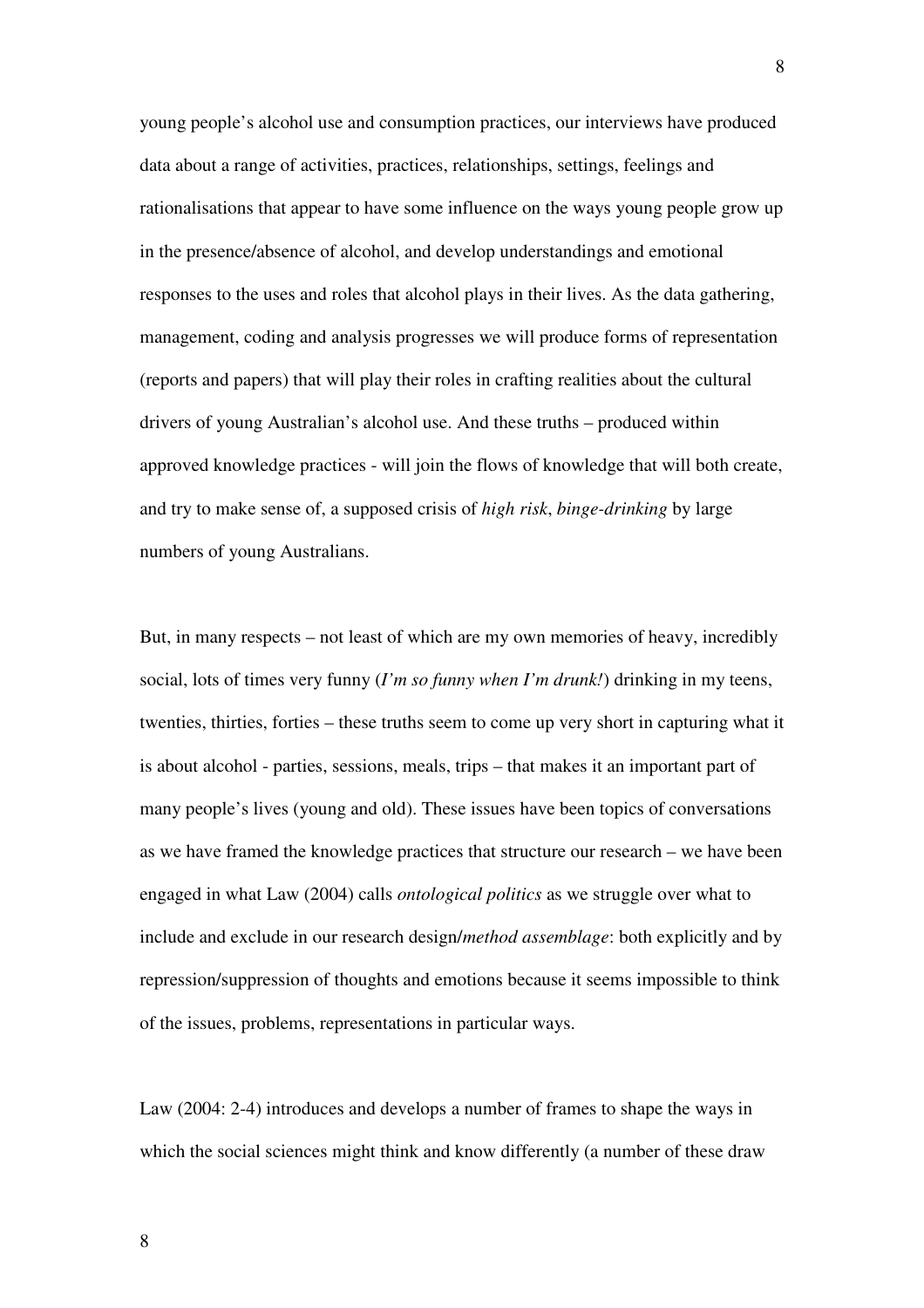young people's alcohol use and consumption practices, our interviews have produced data about a range of activities, practices, relationships, settings, feelings and rationalisations that appear to have some influence on the ways young people grow up in the presence/absence of alcohol, and develop understandings and emotional responses to the uses and roles that alcohol plays in their lives. As the data gathering, management, coding and analysis progresses we will produce forms of representation (reports and papers) that will play their roles in crafting realities about the cultural drivers of young Australian's alcohol use. And these truths – produced within approved knowledge practices - will join the flows of knowledge that will both create, and try to make sense of, a supposed crisis of *high risk*, *binge-drinking* by large numbers of young Australians.

But, in many respects – not least of which are my own memories of heavy, incredibly social, lots of times very funny (*I'm so funny when I'm drunk!*) drinking in my teens, twenties, thirties, forties – these truths seem to come up very short in capturing what it is about alcohol - parties, sessions, meals, trips – that makes it an important part of many people's lives (young and old). These issues have been topics of conversations as we have framed the knowledge practices that structure our research – we have been engaged in what Law (2004) calls *ontological politics* as we struggle over what to include and exclude in our research design/*method assemblage*: both explicitly and by repression/suppression of thoughts and emotions because it seems impossible to think of the issues, problems, representations in particular ways.

Law (2004: 2-4) introduces and develops a number of frames to shape the ways in which the social sciences might think and know differently (a number of these draw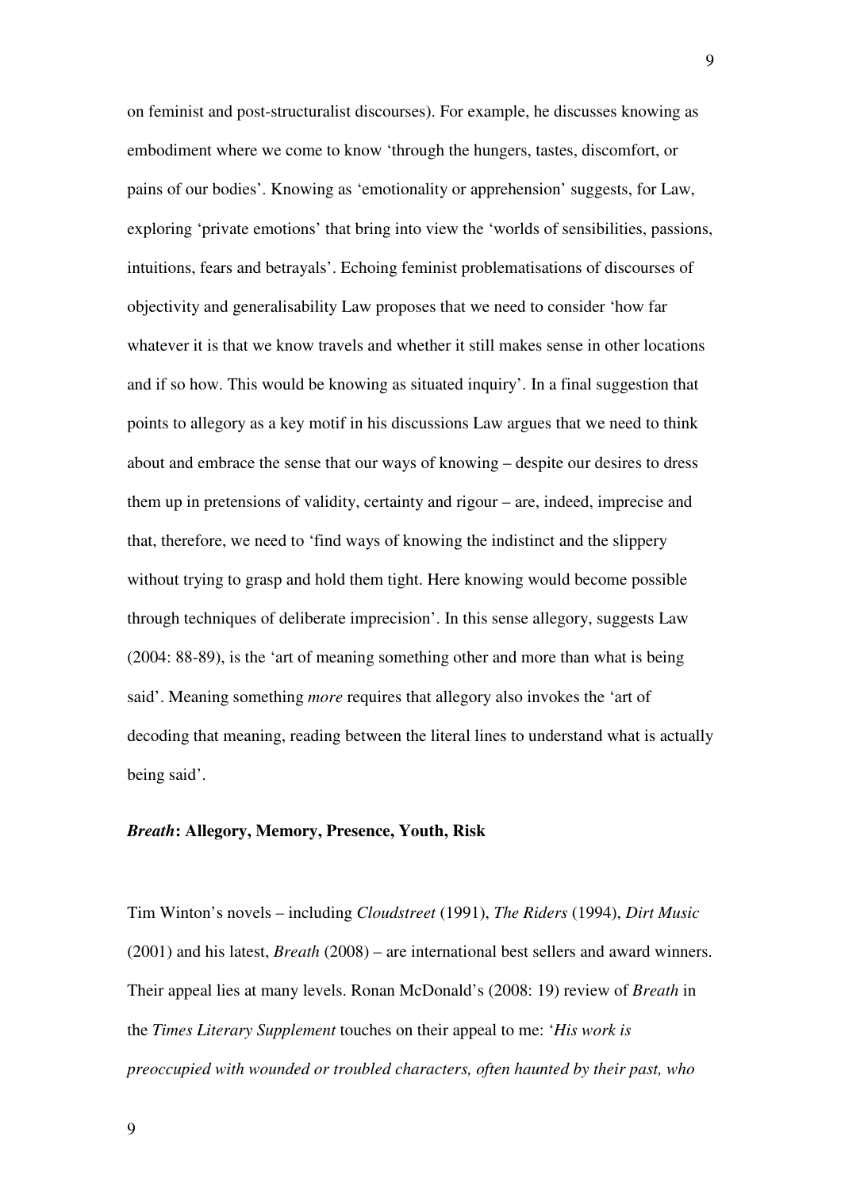on feminist and post-structuralist discourses). For example, he discusses knowing as embodiment where we come to know 'through the hungers, tastes, discomfort, or pains of our bodies'. Knowing as 'emotionality or apprehension' suggests, for Law, exploring 'private emotions' that bring into view the 'worlds of sensibilities, passions, intuitions, fears and betrayals'. Echoing feminist problematisations of discourses of objectivity and generalisability Law proposes that we need to consider 'how far whatever it is that we know travels and whether it still makes sense in other locations and if so how. This would be knowing as situated inquiry'. In a final suggestion that points to allegory as a key motif in his discussions Law argues that we need to think about and embrace the sense that our ways of knowing – despite our desires to dress them up in pretensions of validity, certainty and rigour – are, indeed, imprecise and that, therefore, we need to 'find ways of knowing the indistinct and the slippery without trying to grasp and hold them tight. Here knowing would become possible through techniques of deliberate imprecision'. In this sense allegory, suggests Law (2004: 88-89), is the 'art of meaning something other and more than what is being said'. Meaning something *more* requires that allegory also invokes the 'art of decoding that meaning, reading between the literal lines to understand what is actually being said'.

### ***Breath*: Allegory, Memory, Presence, Youth, Risk**

Tim Winton's novels – including *Cloudstreet* (1991), *The Riders* (1994), *Dirt Music* (2001) and his latest, *Breath* (2008) – are international best sellers and award winners. Their appeal lies at many levels. Ronan McDonald's (2008: 19) review of *Breath* in the *Times Literary Supplement* touches on their appeal to me: '*His work is preoccupied with wounded or troubled characters, often haunted by their past, who*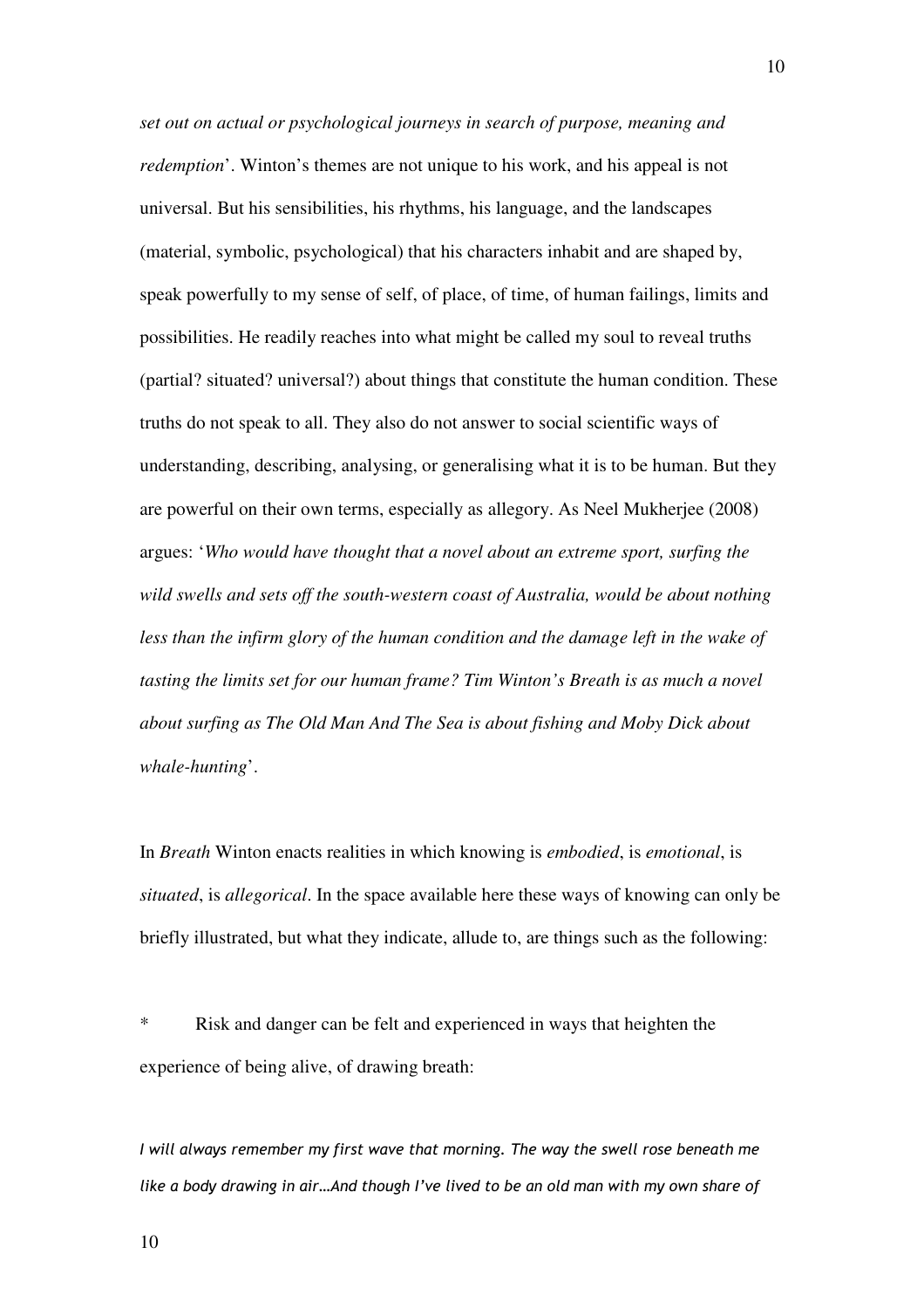*set out on actual or psychological journeys in search of purpose, meaning and redemption*'. Winton's themes are not unique to his work, and his appeal is not universal. But his sensibilities, his rhythms, his language, and the landscapes (material, symbolic, psychological) that his characters inhabit and are shaped by, speak powerfully to my sense of self, of place, of time, of human failings, limits and possibilities. He readily reaches into what might be called my soul to reveal truths (partial? situated? universal?) about things that constitute the human condition. These truths do not speak to all. They also do not answer to social scientific ways of understanding, describing, analysing, or generalising what it is to be human. But they are powerful on their own terms, especially as allegory. As Neel Mukherjee (2008) argues: '*Who would have thought that a novel about an extreme sport, surfing the wild swells and sets off the south-western coast of Australia, would be about nothing less than the infirm glory of the human condition and the damage left in the wake of tasting the limits set for our human frame? Tim Winton's Breath is as much a novel about surfing as The Old Man And The Sea is about fishing and Moby Dick about whale-hunting*'.

In *Breath* Winton enacts realities in which knowing is *embodied*, is *emotional*, is *situated*, is *allegorical*. In the space available here these ways of knowing can only be briefly illustrated, but what they indicate, allude to, are things such as the following:

* Risk and danger can be felt and experienced in ways that heighten the experience of being alive, of drawing breath:

*I will always remember my first wave that morning. The way the swell rose beneath me like a body drawing in air…And though I've lived to be an old man with my own share of*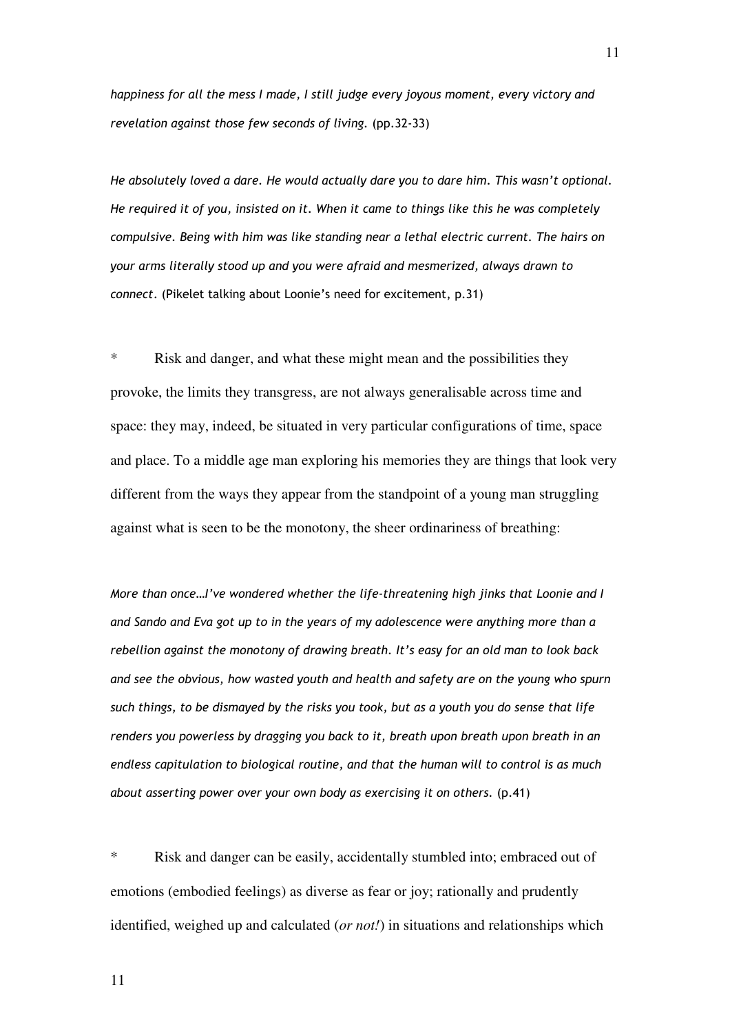*happiness for all the mess I made, I still judge every joyous moment, every victory and revelation against those few seconds of living.* (pp.32-33)

*He absolutely loved a dare. He would actually dare you to dare him. This wasn't optional. He required it of you, insisted on it. When it came to things like this he was completely compulsive. Being with him was like standing near a lethal electric current. The hairs on your arms literally stood up and you were afraid and mesmerized, always drawn to connect.* (Pikelet talking about Loonie's need for excitement, p.31)

\* Risk and danger, and what these might mean and the possibilities they provoke, the limits they transgress, are not always generalisable across time and space: they may, indeed, be situated in very particular configurations of time, space and place. To a middle age man exploring his memories they are things that look very different from the ways they appear from the standpoint of a young man struggling against what is seen to be the monotony, the sheer ordinariness of breathing:

*More than once…I've wondered whether the life-threatening high jinks that Loonie and I and Sando and Eva got up to in the years of my adolescence were anything more than a rebellion against the monotony of drawing breath. It's easy for an old man to look back and see the obvious, how wasted youth and health and safety are on the young who spurn such things, to be dismayed by the risks you took, but as a youth you do sense that life renders you powerless by dragging you back to it, breath upon breath upon breath in an endless capitulation to biological routine, and that the human will to control is as much about asserting power over your own body as exercising it on others.* (p.41)

\* Risk and danger can be easily, accidentally stumbled into; embraced out of emotions (embodied feelings) as diverse as fear or joy; rationally and prudently identified, weighed up and calculated (*or not!*) in situations and relationships which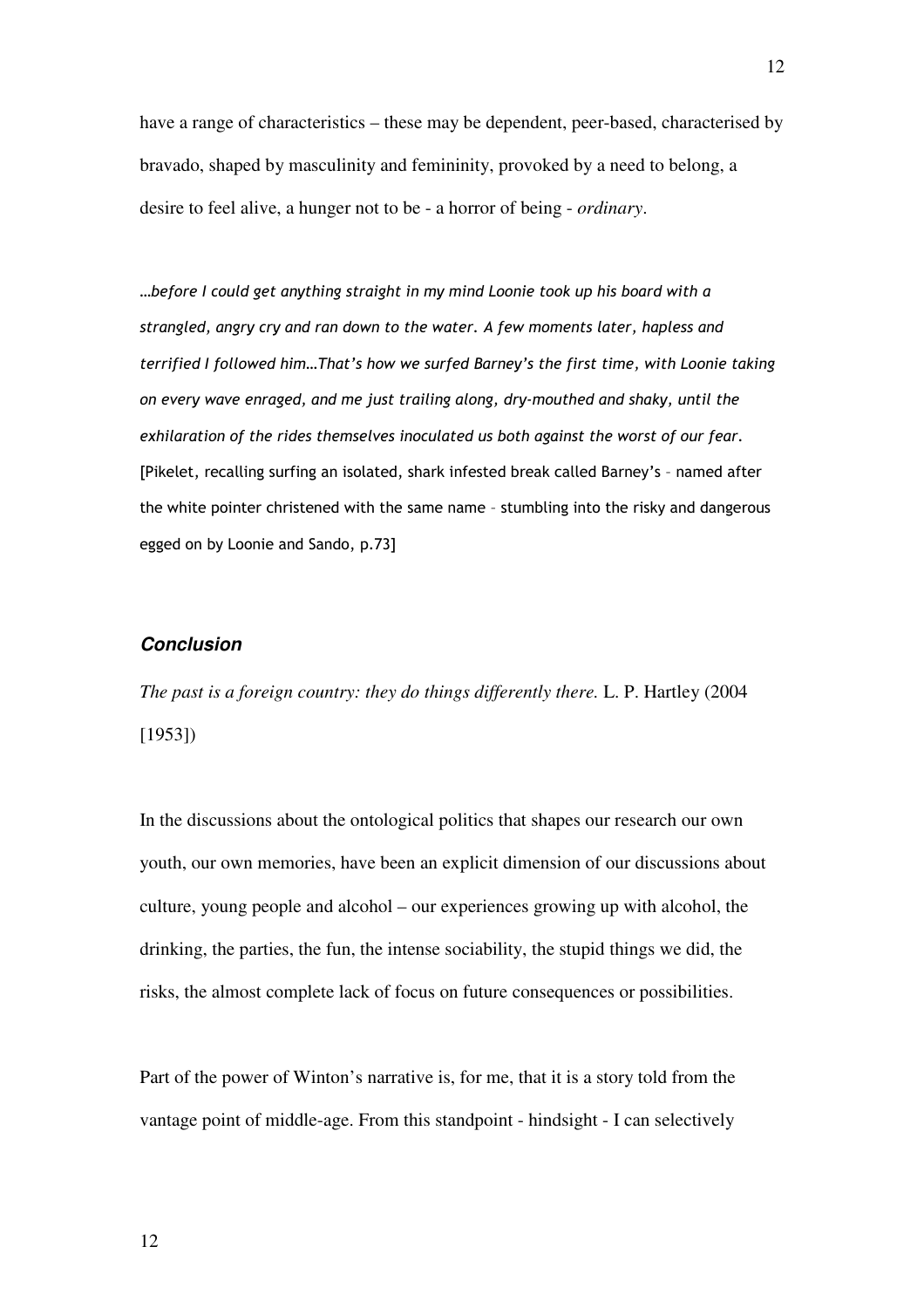have a range of characteristics – these may be dependent, peer-based, characterised by bravado, shaped by masculinity and femininity, provoked by a need to belong, a desire to feel alive, a hunger not to be - a horror of being - *ordinary*.

*…before I could get anything straight in my mind Loonie took up his board with a strangled, angry cry and ran down to the water. A few moments later, hapless and terrified I followed him…That's how we surfed Barney's the first time, with Loonie taking on every wave enraged, and me just trailing along, dry-mouthed and shaky, until the exhilaration of the rides themselves inoculated us both against the worst of our fear.* [Pikelet, recalling surfing an isolated, shark infested break called Barney's – named after the white pointer christened with the same name – stumbling into the risky and dangerous egged on by Loonie and Sando, p.73]

## *Conclusion*

*The past is a foreign country: they do things differently there.* L. P. Hartley (2004 [1953])

In the discussions about the ontological politics that shapes our research our own youth, our own memories, have been an explicit dimension of our discussions about culture, young people and alcohol – our experiences growing up with alcohol, the drinking, the parties, the fun, the intense sociability, the stupid things we did, the risks, the almost complete lack of focus on future consequences or possibilities.

Part of the power of Winton's narrative is, for me, that it is a story told from the vantage point of middle-age. From this standpoint - hindsight - I can selectively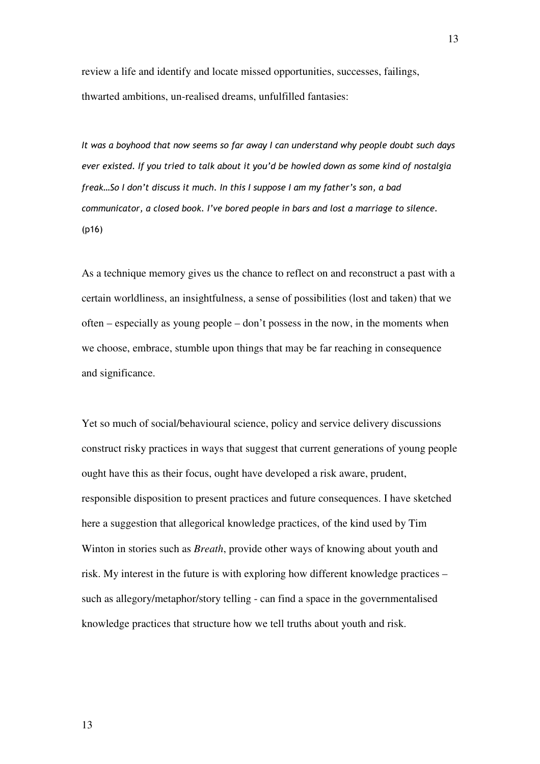review a life and identify and locate missed opportunities, successes, failings, thwarted ambitions, un-realised dreams, unfulfilled fantasies:

*It was a boyhood that now seems so far away I can understand why people doubt such days ever existed. If you tried to talk about it you'd be howled down as some kind of nostalgia freak…So I don't discuss it much. In this I suppose I am my father's son, a bad communicator, a closed book. I've bored people in bars and lost a marriage to silence.* (p16)

As a technique memory gives us the chance to reflect on and reconstruct a past with a certain worldliness, an insightfulness, a sense of possibilities (lost and taken) that we often – especially as young people – don't possess in the now, in the moments when we choose, embrace, stumble upon things that may be far reaching in consequence and significance.

Yet so much of social/behavioural science, policy and service delivery discussions construct risky practices in ways that suggest that current generations of young people ought have this as their focus, ought have developed a risk aware, prudent, responsible disposition to present practices and future consequences. I have sketched here a suggestion that allegorical knowledge practices, of the kind used by Tim Winton in stories such as *Breath*, provide other ways of knowing about youth and risk. My interest in the future is with exploring how different knowledge practices – such as allegory/metaphor/story telling - can find a space in the governmentalised knowledge practices that structure how we tell truths about youth and risk.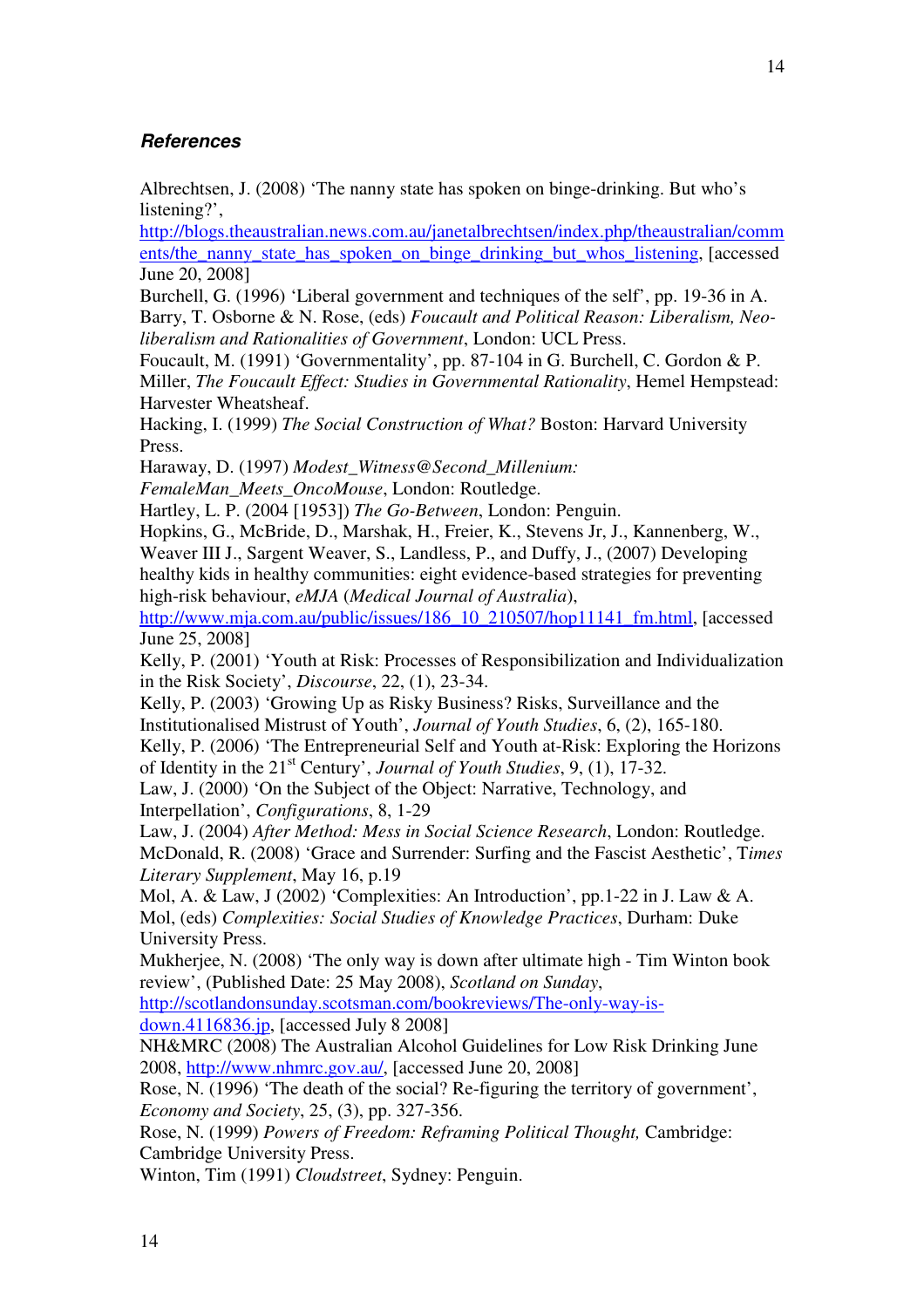## *References*

Albrechtsen, J. (2008) 'The nanny state has spoken on binge-drinking. But who's listening?', http://blogs.theaustralian.news.com.au/janetalbrechtsen/index.php/theaustralian/comments/the_nanny_state_has_spoken_on_binge_drinking_but_whos_listening, [accessed June 20, 2008]

Burchell, G. (1996) 'Liberal government and techniques of the self', pp. 19-36 in A. Barry, T. Osborne & N. Rose, (eds) *Foucault and Political Reason: Liberalism, Neo-liberalism and Rationalities of Government*, London: UCL Press.

Foucault, M. (1991) 'Governmentality', pp. 87-104 in G. Burchell, C. Gordon & P. Miller, *The Foucault Effect: Studies in Governmental Rationality*, Hemel Hempstead: Harvester Wheatsheaf.

Hacking, I. (1999) *The Social Construction of What?* Boston: Harvard University Press.

Haraway, D. (1997) *Modest_Witness@Second_Millenium: FemaleMan_Meets_OncoMouse*, London: Routledge.

Hartley, L. P. (2004 [1953]) *The Go-Between*, London: Penguin.

Hopkins, G., McBride, D., Marshak, H., Freier, K., Stevens Jr, J., Kannenberg, W., Weaver III J., Sargent Weaver, S., Landless, P., and Duffy, J., (2007) Developing healthy kids in healthy communities: eight evidence-based strategies for preventing high-risk behaviour, *eMJA* (*Medical Journal of Australia*), http://www.mja.com.au/public/issues/186_10_210507/hop11141_fm.html, [accessed June 25, 2008]

Kelly, P. (2001) 'Youth at Risk: Processes of Responsibilization and Individualization in the Risk Society', *Discourse*, 22, (1), 23-34.

Kelly, P. (2003) 'Growing Up as Risky Business? Risks, Surveillance and the Institutionalised Mistrust of Youth', *Journal of Youth Studies*, 6, (2), 165-180.

Kelly, P. (2006) 'The Entrepreneurial Self and Youth at-Risk: Exploring the Horizons of Identity in the 21st Century', *Journal of Youth Studies*, 9, (1), 17-32.

Law, J. (2000) 'On the Subject of the Object: Narrative, Technology, and Interpellation', *Configurations*, 8, 1-29

Law, J. (2004) *After Method: Mess in Social Science Research*, London: Routledge.

McDonald, R. (2008) 'Grace and Surrender: Surfing and the Fascist Aesthetic', T*imes Literary Supplement*, May 16, p.19

Mol, A. & Law, J (2002) 'Complexities: An Introduction', pp.1-22 in J. Law & A. Mol, (eds) *Complexities: Social Studies of Knowledge Practices*, Durham: Duke University Press.

Mukherjee, N. (2008) 'The only way is down after ultimate high - Tim Winton book review', (Published Date: 25 May 2008), *Scotland on Sunday*, http://scotlandonsunday.scotsman.com/bookreviews/The-only-way-is-down.4116836.jp, [accessed July 8 2008]

NH&MRC (2008) The Australian Alcohol Guidelines for Low Risk Drinking June 2008, http://www.nhmrc.gov.au/, [accessed June 20, 2008]

Rose, N. (1996) 'The death of the social? Re-figuring the territory of government', *Economy and Society*, 25, (3), pp. 327-356.

Rose, N. (1999) *Powers of Freedom: Reframing Political Thought,* Cambridge: Cambridge University Press.

Winton, Tim (1991) *Cloudstreet*, Sydney: Penguin.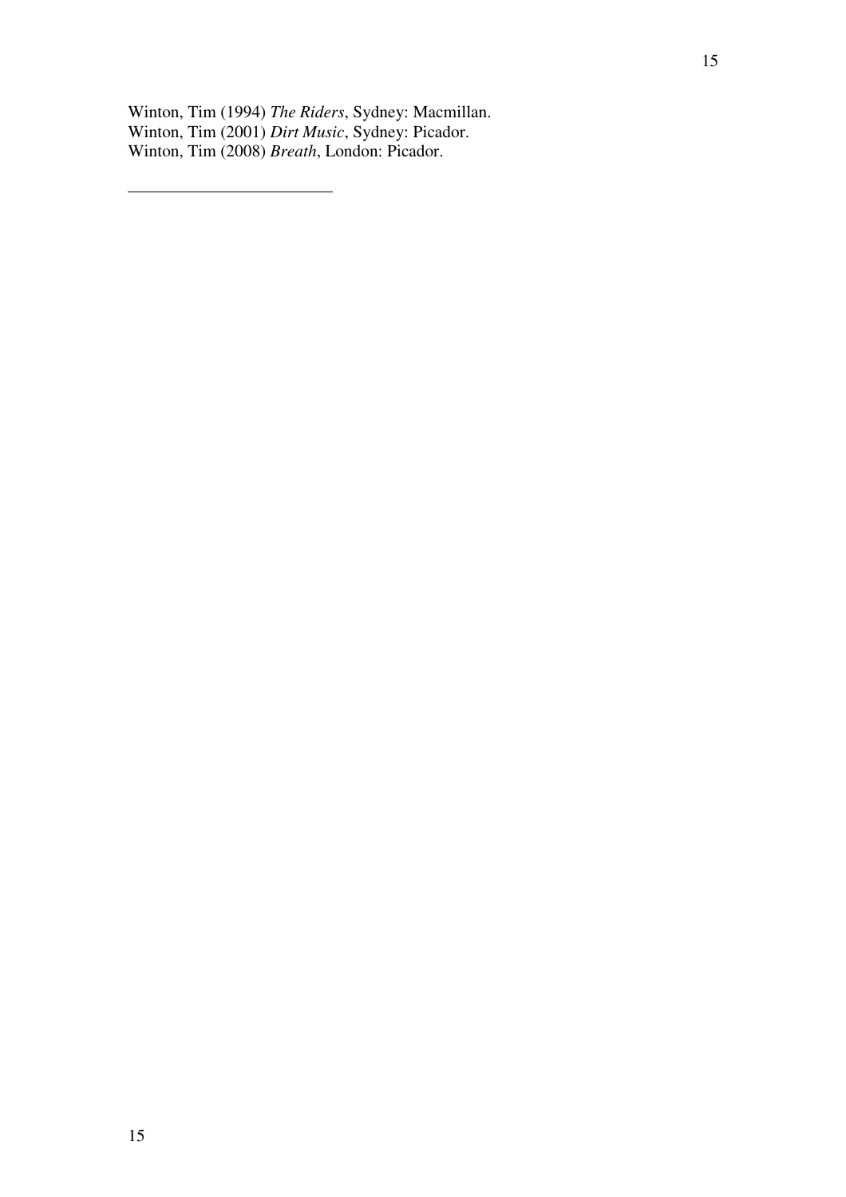Winton, Tim (1994) *The Riders*, Sydney: Macmillan.
Winton, Tim (2001) *Dirt Music*, Sydney: Picador.
Winton, Tim (2008) *Breath*, London: Picador.